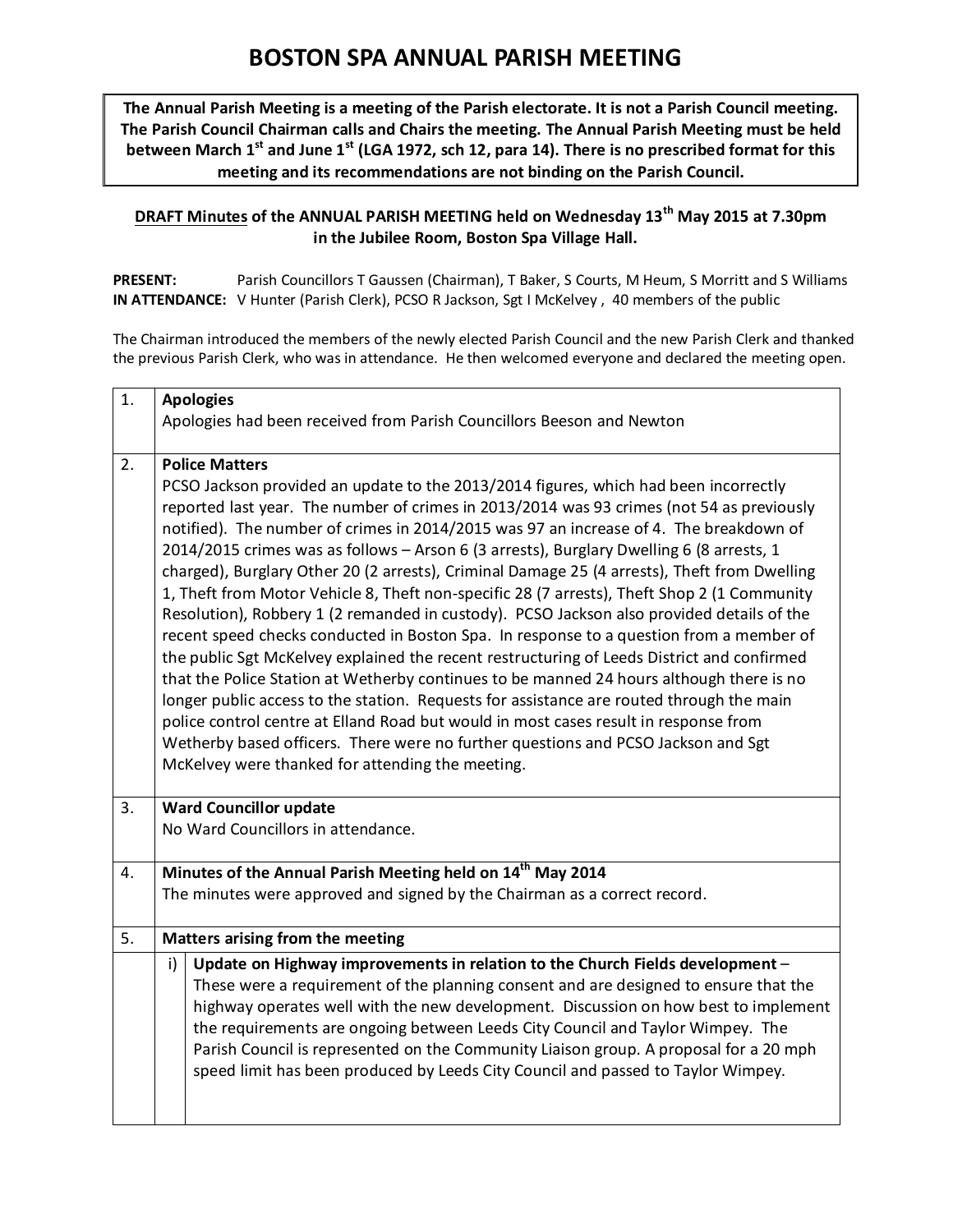# BOSTON SPA ANNUAL PARISH MEETING

**The Annual Parish Meeting is a meeting of the Parish electorate. It is not a Parish Council meeting. The Parish Council Chairman calls and Chairs the meeting. The Annual Parish Meeting must be held between March 1st and June 1st (LGA 1972, sch 12, para 14). There is no prescribed format for this meeting and its recommendations are not binding on the Parish Council.**

**DRAFT Minutes of the ANNUAL PARISH MEETING held on Wednesday 13th May 2015 at 7.30pm in the Jubilee Room, Boston Spa Village Hall.**

**PRESENT:** Parish Councillors T Gaussen (Chairman), T Baker, S Courts, M Heum, S Morritt and S Williams
**IN ATTENDANCE:** V Hunter (Parish Clerk), PCSO R Jackson, Sgt I McKelvey , 40 members of the public

The Chairman introduced the members of the newly elected Parish Council and the new Parish Clerk and thanked the previous Parish Clerk, who was in attendance. He then welcomed everyone and declared the meeting open.

| | |
|---|---|
| 1. | **Apologies**<br>Apologies had been received from Parish Councillors Beeson and Newton |
| 2. | **Police Matters**<br>PCSO Jackson provided an update to the 2013/2014 figures, which had been incorrectly reported last year. The number of crimes in 2013/2014 was 93 crimes (not 54 as previously notified). The number of crimes in 2014/2015 was 97 an increase of 4. The breakdown of 2014/2015 crimes was as follows – Arson 6 (3 arrests), Burglary Dwelling 6 (8 arrests, 1 charged), Burglary Other 20 (2 arrests), Criminal Damage 25 (4 arrests), Theft from Dwelling 1, Theft from Motor Vehicle 8, Theft non-specific 28 (7 arrests), Theft Shop 2 (1 Community Resolution), Robbery 1 (2 remanded in custody). PCSO Jackson also provided details of the recent speed checks conducted in Boston Spa. In response to a question from a member of the public Sgt McKelvey explained the recent restructuring of Leeds District and confirmed that the Police Station at Wetherby continues to be manned 24 hours although there is no longer public access to the station. Requests for assistance are routed through the main police control centre at Elland Road but would in most cases result in response from Wetherby based officers. There were no further questions and PCSO Jackson and Sgt McKelvey were thanked for attending the meeting. |
| 3. | **Ward Councillor update**<br>No Ward Councillors in attendance. |
| 4. | **Minutes of the Annual Parish Meeting held on 14th May 2014**<br>The minutes were approved and signed by the Chairman as a correct record. |
| 5. | **Matters arising from the meeting** |
| | i) **Update on Highway improvements in relation to the Church Fields development** – These were a requirement of the planning consent and are designed to ensure that the highway operates well with the new development. Discussion on how best to implement the requirements are ongoing between Leeds City Council and Taylor Wimpey. The Parish Council is represented on the Community Liaison group. A proposal for a 20 mph speed limit has been produced by Leeds City Council and passed to Taylor Wimpey. |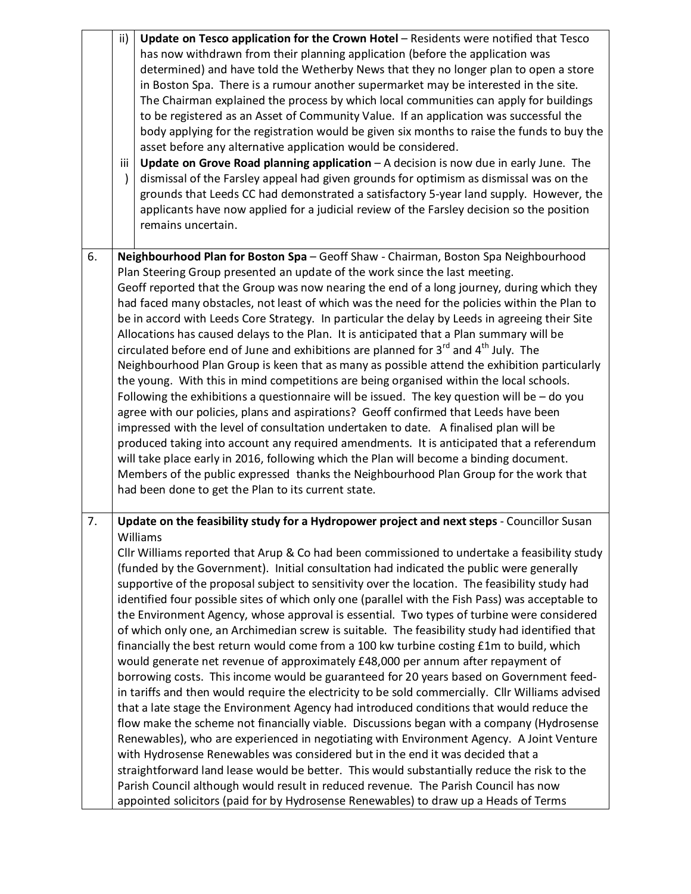| | | |
|---|---|---|
| | ii) | **Update on Tesco application for the Crown Hotel** – Residents were notified that Tesco has now withdrawn from their planning application (before the application was determined) and have told the Wetherby News that they no longer plan to open a store in Boston Spa. There is a rumour another supermarket may be interested in the site. The Chairman explained the process by which local communities can apply for buildings to be registered as an Asset of Community Value. If an application was successful the body applying for the registration would be given six months to raise the funds to buy the asset before any alternative application would be considered. |
| | iii) | **Update on Grove Road planning application** – A decision is now due in early June. The dismissal of the Farsley appeal had given grounds for optimism as dismissal was on the grounds that Leeds CC had demonstrated a satisfactory 5-year land supply. However, the applicants have now applied for a judicial review of the Farsley decision so the position remains uncertain. |
| 6. | | **Neighbourhood Plan for Boston Spa** – Geoff Shaw - Chairman, Boston Spa Neighbourhood Plan Steering Group presented an update of the work since the last meeting. Geoff reported that the Group was now nearing the end of a long journey, during which they had faced many obstacles, not least of which was the need for the policies within the Plan to be in accord with Leeds Core Strategy. In particular the delay by Leeds in agreeing their Site Allocations has caused delays to the Plan. It is anticipated that a Plan summary will be circulated before end of June and exhibitions are planned for 3rd and 4th July. The Neighbourhood Plan Group is keen that as many as possible attend the exhibition particularly the young. With this in mind competitions are being organised within the local schools. Following the exhibitions a questionnaire will be issued. The key question will be – do you agree with our policies, plans and aspirations? Geoff confirmed that Leeds have been impressed with the level of consultation undertaken to date. A finalised plan will be produced taking into account any required amendments. It is anticipated that a referendum will take place early in 2016, following which the Plan will become a binding document. Members of the public expressed thanks the Neighbourhood Plan Group for the work that had been done to get the Plan to its current state. |
| 7. | | **Update on the feasibility study for a Hydropower project and next steps** - Councillor Susan Williams<br>Cllr Williams reported that Arup & Co had been commissioned to undertake a feasibility study (funded by the Government). Initial consultation had indicated the public were generally supportive of the proposal subject to sensitivity over the location. The feasibility study had identified four possible sites of which only one (parallel with the Fish Pass) was acceptable to the Environment Agency, whose approval is essential. Two types of turbine were considered of which only one, an Archimedian screw is suitable. The feasibility study had identified that financially the best return would come from a 100 kw turbine costing £1m to build, which would generate net revenue of approximately £48,000 per annum after repayment of borrowing costs. This income would be guaranteed for 20 years based on Government feed-in tariffs and then would require the electricity to be sold commercially. Cllr Williams advised that a late stage the Environment Agency had introduced conditions that would reduce the flow make the scheme not financially viable. Discussions began with a company (Hydrosense Renewables), who are experienced in negotiating with Environment Agency. A Joint Venture with Hydrosense Renewables was considered but in the end it was decided that a straightforward land lease would be better. This would substantially reduce the risk to the Parish Council although would result in reduced revenue. The Parish Council has now appointed solicitors (paid for by Hydrosense Renewables) to draw up a Heads of Terms |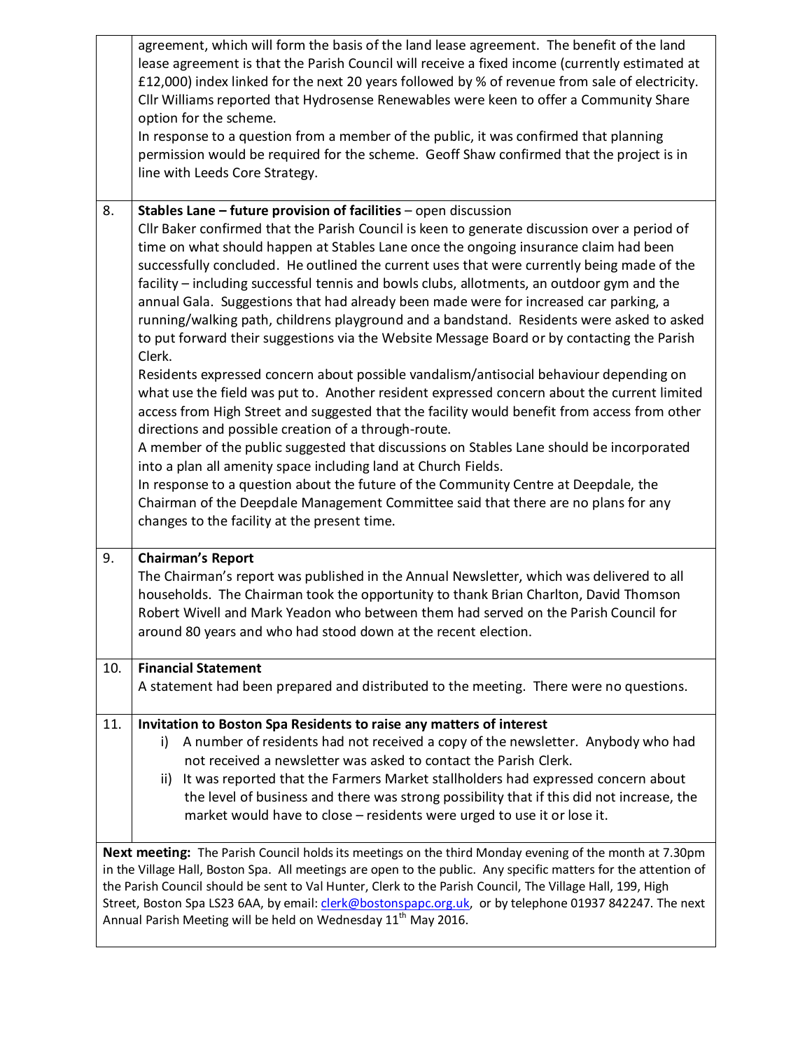| | |
|---|---|
| | agreement, which will form the basis of the land lease agreement. The benefit of the land lease agreement is that the Parish Council will receive a fixed income (currently estimated at £12,000) index linked for the next 20 years followed by % of revenue from sale of electricity. Cllr Williams reported that Hydrosense Renewables were keen to offer a Community Share option for the scheme.<br>In response to a question from a member of the public, it was confirmed that planning permission would be required for the scheme. Geoff Shaw confirmed that the project is in line with Leeds Core Strategy. |
| 8. | **Stables Lane – future provision of facilities** – open discussion<br>Cllr Baker confirmed that the Parish Council is keen to generate discussion over a period of time on what should happen at Stables Lane once the ongoing insurance claim had been successfully concluded. He outlined the current uses that were currently being made of the facility – including successful tennis and bowls clubs, allotments, an outdoor gym and the annual Gala. Suggestions that had already been made were for increased car parking, a running/walking path, childrens playground and a bandstand. Residents were asked to asked to put forward their suggestions via the Website Message Board or by contacting the Parish Clerk.<br>Residents expressed concern about possible vandalism/antisocial behaviour depending on what use the field was put to. Another resident expressed concern about the current limited access from High Street and suggested that the facility would benefit from access from other directions and possible creation of a through-route.<br>A member of the public suggested that discussions on Stables Lane should be incorporated into a plan all amenity space including land at Church Fields.<br>In response to a question about the future of the Community Centre at Deepdale, the Chairman of the Deepdale Management Committee said that there are no plans for any changes to the facility at the present time. |
| 9. | **Chairman's Report**<br>The Chairman's report was published in the Annual Newsletter, which was delivered to all households. The Chairman took the opportunity to thank Brian Charlton, David Thomson Robert Wivell and Mark Yeadon who between them had served on the Parish Council for around 80 years and who had stood down at the recent election. |
| 10. | **Financial Statement**<br>A statement had been prepared and distributed to the meeting. There were no questions. |
| 11. | **Invitation to Boston Spa Residents to raise any matters of interest**<br>i) A number of residents had not received a copy of the newsletter. Anybody who had not received a newsletter was asked to contact the Parish Clerk.<br>ii) It was reported that the Farmers Market stallholders had expressed concern about the level of business and there was strong possibility that if this did not increase, the market would have to close – residents were urged to use it or lose it. |

**Next meeting:** The Parish Council holds its meetings on the third Monday evening of the month at 7.30pm in the Village Hall, Boston Spa. All meetings are open to the public. Any specific matters for the attention of the Parish Council should be sent to Val Hunter, Clerk to the Parish Council, The Village Hall, 199, High Street, Boston Spa LS23 6AA, by email: clerk@bostonspapc.org.uk, or by telephone 01937 842247. The next Annual Parish Meeting will be held on Wednesday 11th May 2016.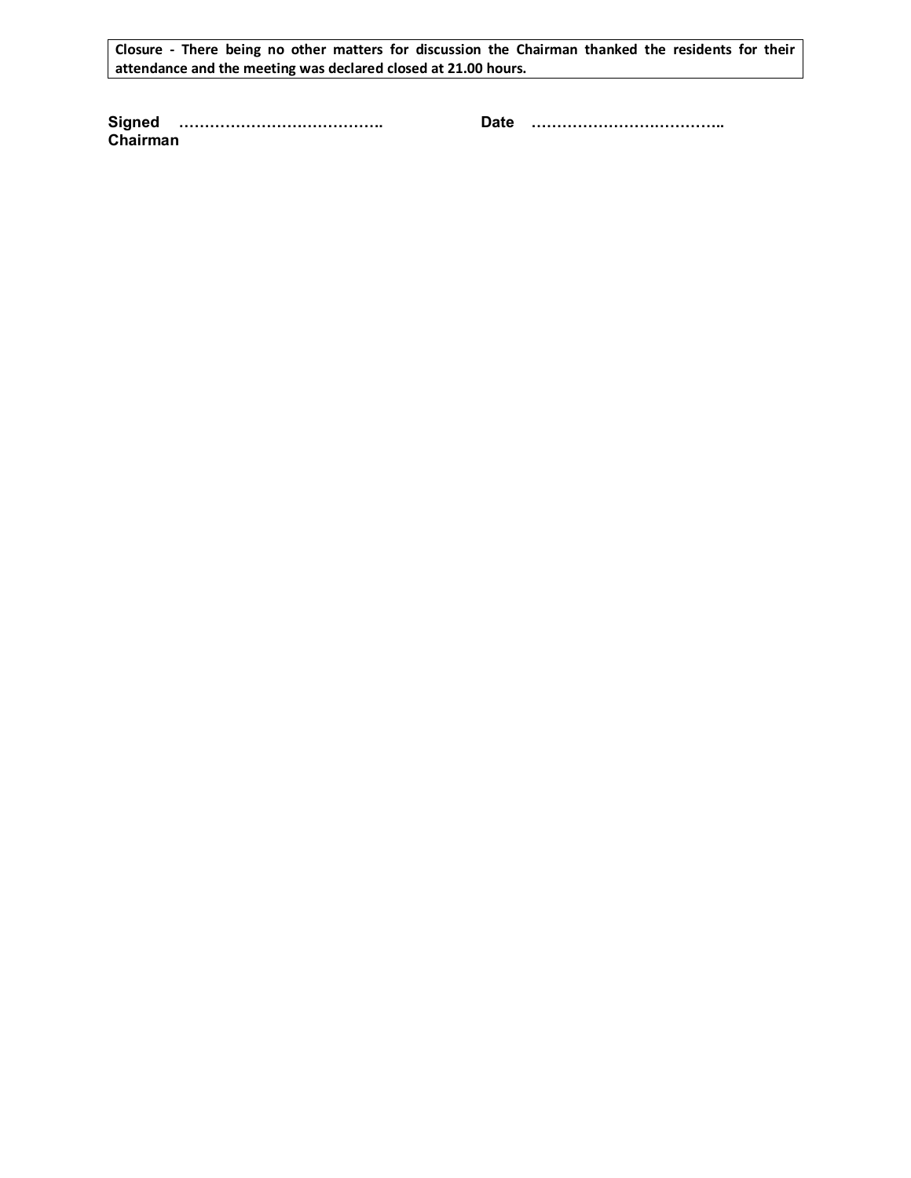**Closure - There being no other matters for discussion the Chairman thanked the residents for their attendance and the meeting was declared closed at 21.00 hours.**

**Signed** ………………………………….	**Date** ………………………………..
**Chairman**